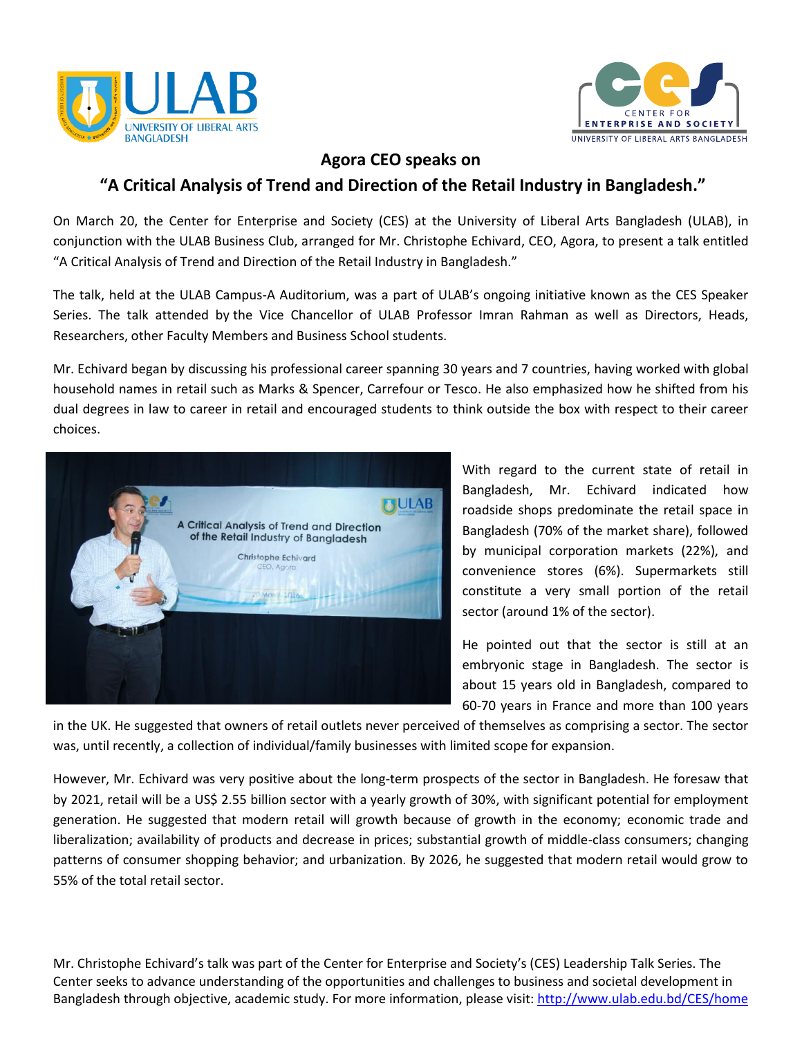## Agora CEO speaks on

## "A Critical Analysis of Trend and Direction of the Retail Industry in Bangladesh."

On March 20, the Center for Enterprise and Society (CES) at the University of Liberal Arts Bangladesh (ULAB), in conjunction with the ULAB Business Club, arranged for Mr. Christophe Echivard, CEO, Agora, to present a talk entitled "A Critical Analysis of Trend and Direction of the Retail Industry in Bangladesh."

The talk, held at the ULAB Campus-A Auditorium, was a part of ULAB's ongoing initiative known as the CES Speaker Series. The talk attended by the Vice Chancellor of ULAB Professor Imran Rahman as well as Directors, Heads, Researchers, other Faculty Members and Business School students.

Mr. Echivard began by discussing his professional career spanning 30 years and 7 countries, having worked with global household names in retail such as Marks & Spencer, Carrefour or Tesco. He also emphasized how he shifted from his dual degrees in law to career in retail and encouraged students to think outside the box with respect to their career choices.

With regard to the current state of retail in Bangladesh, Mr. Echivard indicated how roadside shops predominate the retail space in Bangladesh (70% of the market share), followed by municipal corporation markets (22%), and convenience stores (6%). Supermarkets still constitute a very small portion of the retail sector (around 1% of the sector).

He pointed out that the sector is still at an embryonic stage in Bangladesh. The sector is about 15 years old in Bangladesh, compared to 60-70 years in France and more than 100 years in the UK. He suggested that owners of retail outlets never perceived of themselves as comprising a sector. The sector was, until recently, a collection of individual/family businesses with limited scope for expansion.

However, Mr. Echivard was very positive about the long-term prospects of the sector in Bangladesh. He foresaw that by 2021, retail will be a US$ 2.55 billion sector with a yearly growth of 30%, with significant potential for employment generation. He suggested that modern retail will growth because of growth in the economy; economic trade and liberalization; availability of products and decrease in prices; substantial growth of middle-class consumers; changing patterns of consumer shopping behavior; and urbanization. By 2026, he suggested that modern retail would grow to 55% of the total retail sector.

Mr. Christophe Echivard's talk was part of the Center for Enterprise and Society's (CES) Leadership Talk Series. The Center seeks to advance understanding of the opportunities and challenges to business and societal development in Bangladesh through objective, academic study. For more information, please visit: http://www.ulab.edu.bd/CES/home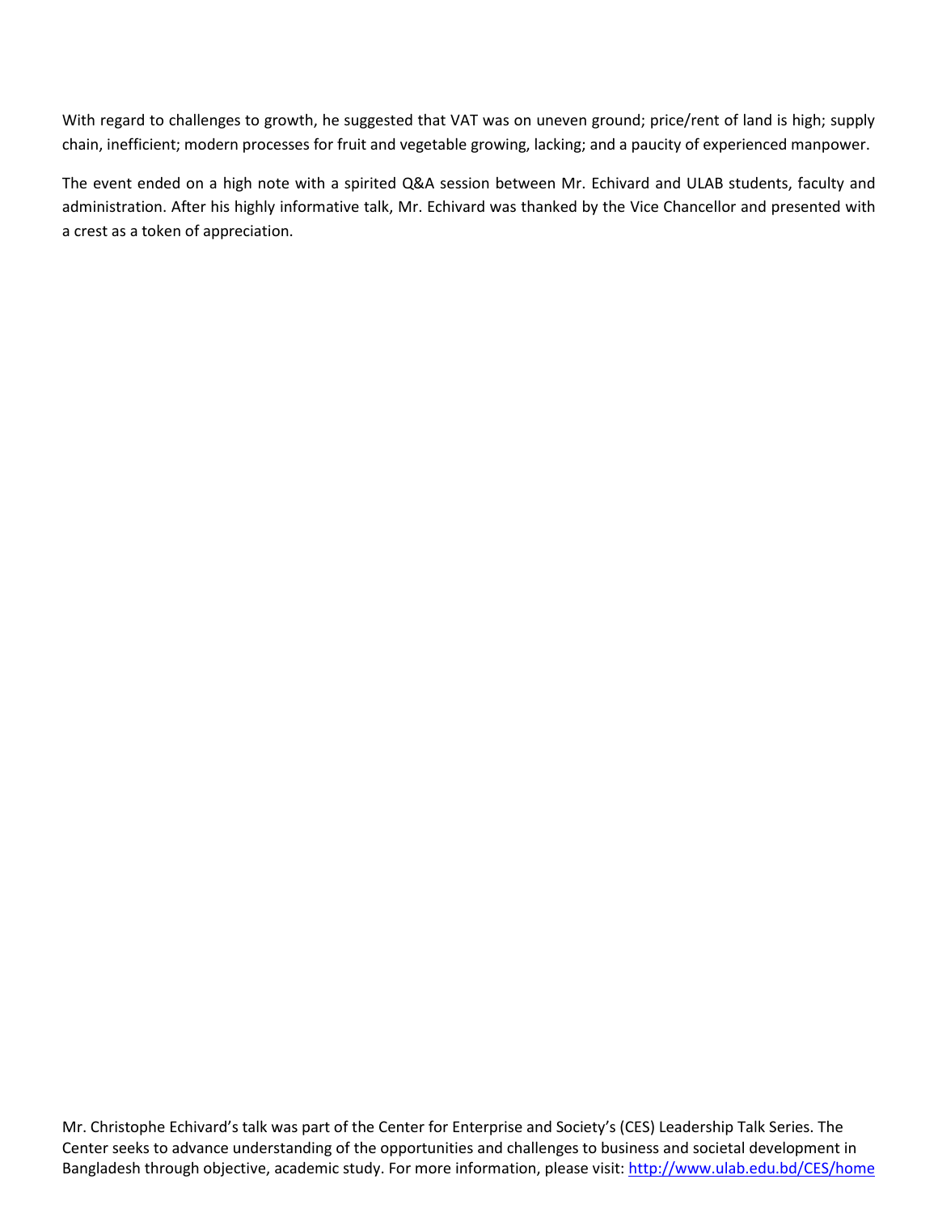With regard to challenges to growth, he suggested that VAT was on uneven ground; price/rent of land is high; supply chain, inefficient; modern processes for fruit and vegetable growing, lacking; and a paucity of experienced manpower.

The event ended on a high note with a spirited Q&A session between Mr. Echivard and ULAB students, faculty and administration. After his highly informative talk, Mr. Echivard was thanked by the Vice Chancellor and presented with a crest as a token of appreciation.

Mr. Christophe Echivard's talk was part of the Center for Enterprise and Society's (CES) Leadership Talk Series. The Center seeks to advance understanding of the opportunities and challenges to business and societal development in Bangladesh through objective, academic study. For more information, please visit: [http://www.ulab.edu.bd/CES/home](http://www.ulab.edu.bd/CES/home)